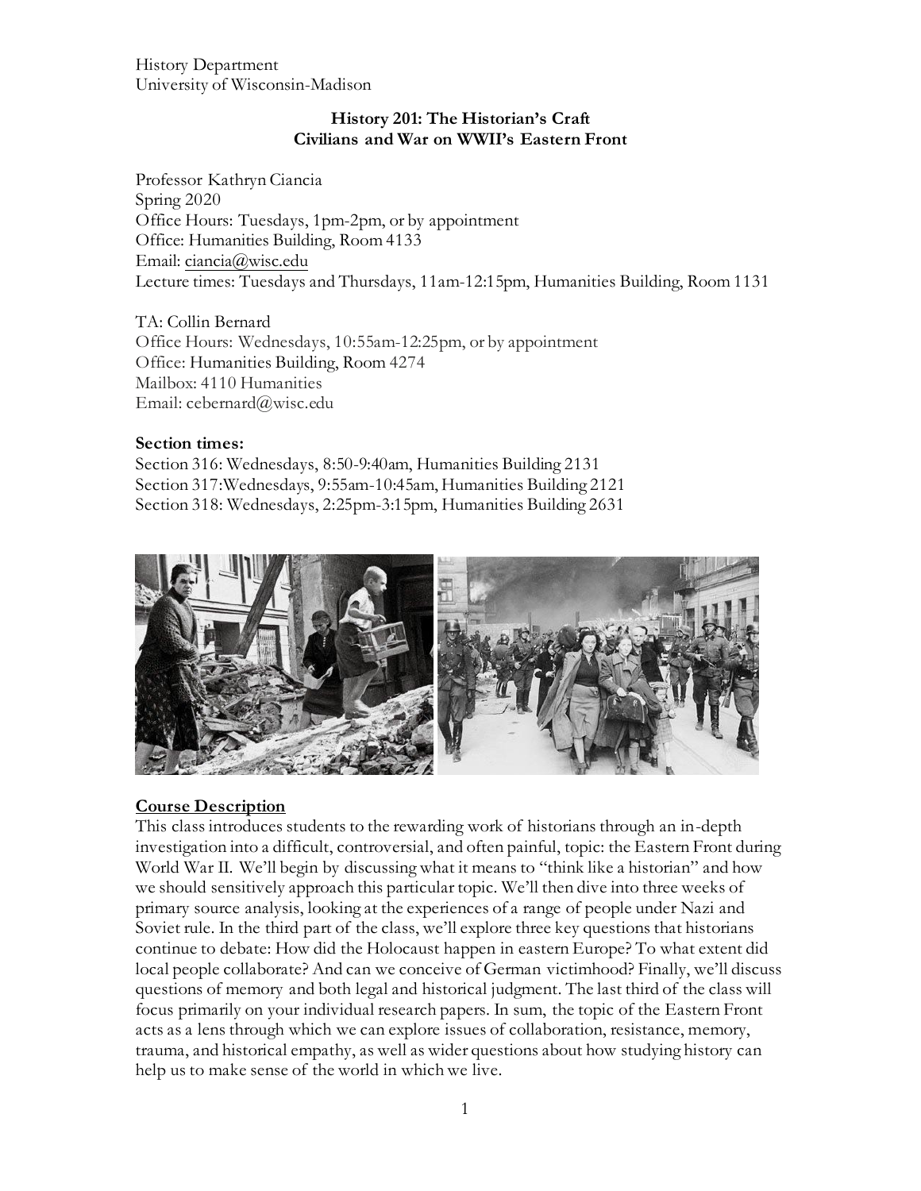History Department
University of Wisconsin-Madison

**History 201: The Historian's Craft**
**Civilians and War on WWII's Eastern Front**

Professor Kathryn Ciancia
Spring 2020
Office Hours: Tuesdays, 1pm-2pm, or by appointment
Office: Humanities Building, Room 4133
Email: ciancia@wisc.edu
Lecture times: Tuesdays and Thursdays, 11am-12:15pm, Humanities Building, Room 1131

TA: Collin Bernard
Office Hours: Wednesdays, 10:55am-12:25pm, or by appointment
Office: Humanities Building, Room 4274
Mailbox: 4110 Humanities
Email: cebernard@wisc.edu

**Section times:**
Section 316: Wednesdays, 8:50-9:40am, Humanities Building 2131
Section 317:Wednesdays, 9:55am-10:45am, Humanities Building 2121
Section 318: Wednesdays, 2:25pm-3:15pm, Humanities Building 2631

## Course Description

This class introduces students to the rewarding work of historians through an in-depth investigation into a difficult, controversial, and often painful, topic: the Eastern Front during World War II. We'll begin by discussing what it means to "think like a historian" and how we should sensitively approach this particular topic. We'll then dive into three weeks of primary source analysis, looking at the experiences of a range of people under Nazi and Soviet rule. In the third part of the class, we'll explore three key questions that historians continue to debate: How did the Holocaust happen in eastern Europe? To what extent did local people collaborate? And can we conceive of German victimhood? Finally, we'll discuss questions of memory and both legal and historical judgment. The last third of the class will focus primarily on your individual research papers. In sum, the topic of the Eastern Front acts as a lens through which we can explore issues of collaboration, resistance, memory, trauma, and historical empathy, as well as wider questions about how studying history can help us to make sense of the world in which we live.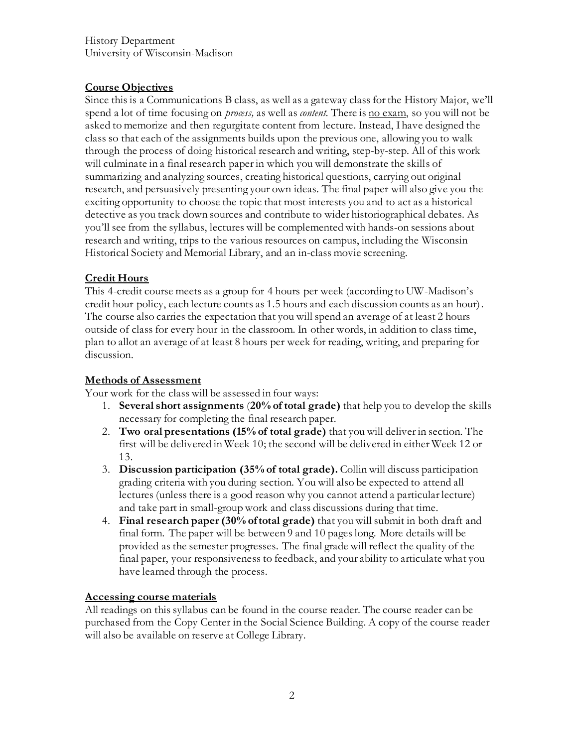History Department
University of Wisconsin-Madison

## Course Objectives

Since this is a Communications B class, as well as a gateway class for the History Major, we'll spend a lot of time focusing on *process,* as well as *content*. There is no exam, so you will not be asked to memorize and then regurgitate content from lecture. Instead, I have designed the class so that each of the assignments builds upon the previous one, allowing you to walk through the process of doing historical research and writing, step-by-step. All of this work will culminate in a final research paper in which you will demonstrate the skills of summarizing and analyzing sources, creating historical questions, carrying out original research, and persuasively presenting your own ideas. The final paper will also give you the exciting opportunity to choose the topic that most interests you and to act as a historical detective as you track down sources and contribute to wider historiographical debates. As you'll see from the syllabus, lectures will be complemented with hands-on sessions about research and writing, trips to the various resources on campus, including the Wisconsin Historical Society and Memorial Library, and an in-class movie screening.

## Credit Hours

This 4-credit course meets as a group for 4 hours per week (according to UW-Madison's credit hour policy, each lecture counts as 1.5 hours and each discussion counts as an hour). The course also carries the expectation that you will spend an average of at least 2 hours outside of class for every hour in the classroom. In other words, in addition to class time, plan to allot an average of at least 8 hours per week for reading, writing, and preparing for discussion.

## Methods of Assessment

Your work for the class will be assessed in four ways:

1. **Several short assignments** (**20% of total grade)** that help you to develop the skills necessary for completing the final research paper.
2. **Two oral presentations (15% of total grade)** that you will deliver in section. The first will be delivered in Week 10; the second will be delivered in either Week 12 or 13.
3. **Discussion participation (35% of total grade).** Collin will discuss participation grading criteria with you during section. You will also be expected to attend all lectures (unless there is a good reason why you cannot attend a particular lecture) and take part in small-group work and class discussions during that time.
4. **Final research paper (30% of total grade)** that you will submit in both draft and final form. The paper will be between 9 and 10 pages long. More details will be provided as the semester progresses. The final grade will reflect the quality of the final paper, your responsiveness to feedback, and your ability to articulate what you have learned through the process.

## Accessing course materials

All readings on this syllabus can be found in the course reader. The course reader can be purchased from the Copy Center in the Social Science Building. A copy of the course reader will also be available on reserve at College Library.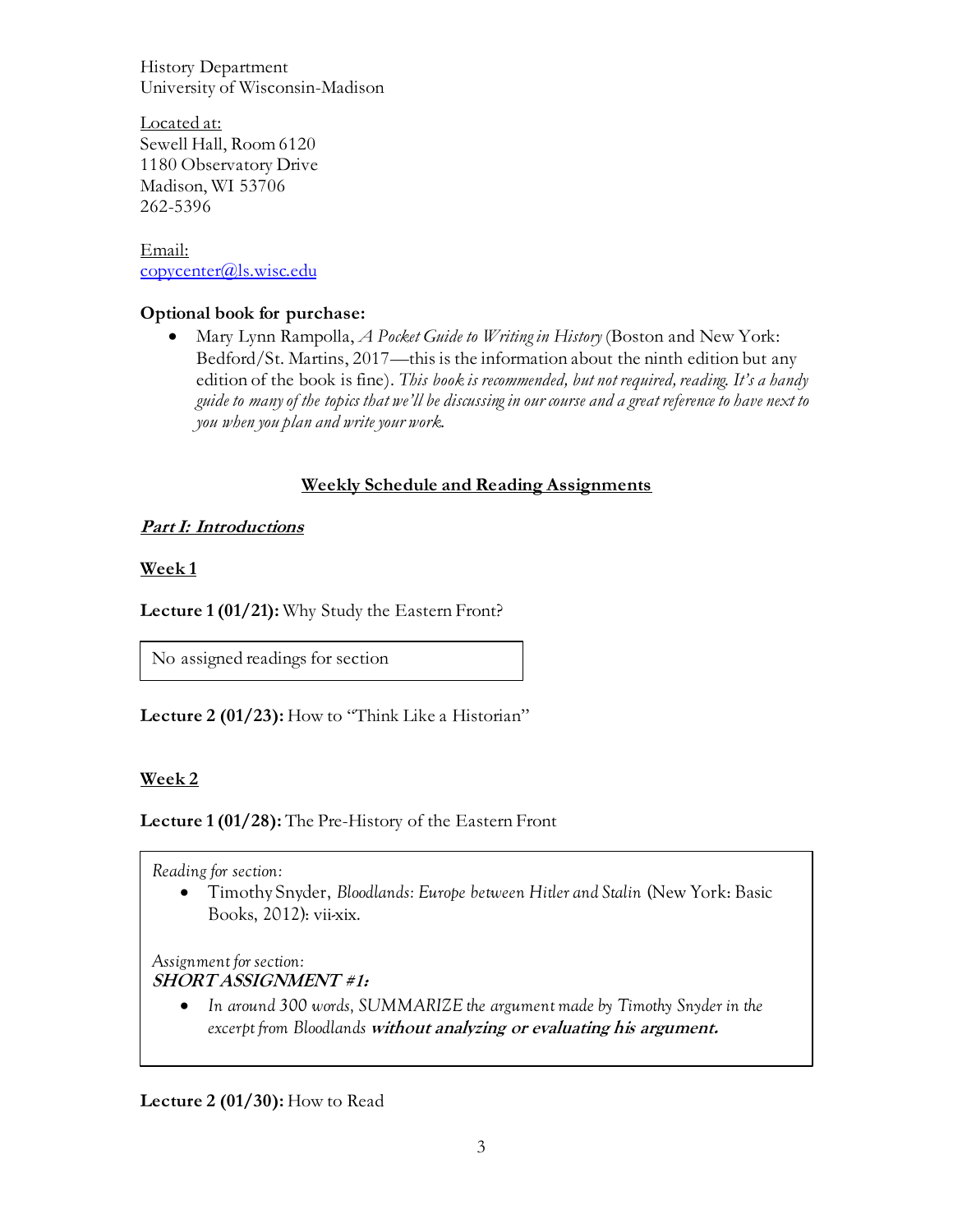History Department
University of Wisconsin-Madison

<u>Located at:</u>
Sewell Hall, Room 6120
1180 Observatory Drive
Madison, WI 53706
262-5396

<u>Email:</u>
copycenter@ls.wisc.edu

**Optional book for purchase:**

- Mary Lynn Rampolla, *A Pocket Guide to Writing in History* (Boston and New York: Bedford/St. Martins, 2017—this is the information about the ninth edition but any edition of the book is fine). *This book is recommended, but not required, reading. It's a handy guide to many of the topics that we'll be discussing in our course and a great reference to have next to you when you plan and write your work.*

## Weekly Schedule and Reading Assignments

### *Part I: Introductions*

#### Week 1

**Lecture 1 (01/21):** Why Study the Eastern Front?

No assigned readings for section

**Lecture 2 (01/23):** How to "Think Like a Historian"

#### Week 2

**Lecture 1 (01/28):** The Pre-History of the Eastern Front

*Reading for section:*

- Timothy Snyder, *Bloodlands: Europe between Hitler and Stalin* (New York: Basic Books, 2012): vii-xix.

*Assignment for section:*
***SHORT ASSIGNMENT #1:***

- *In around 300 words, SUMMARIZE the argument made by Timothy Snyder in the excerpt from Bloodlands* ***without analyzing or evaluating his argument.***

**Lecture 2 (01/30):** How to Read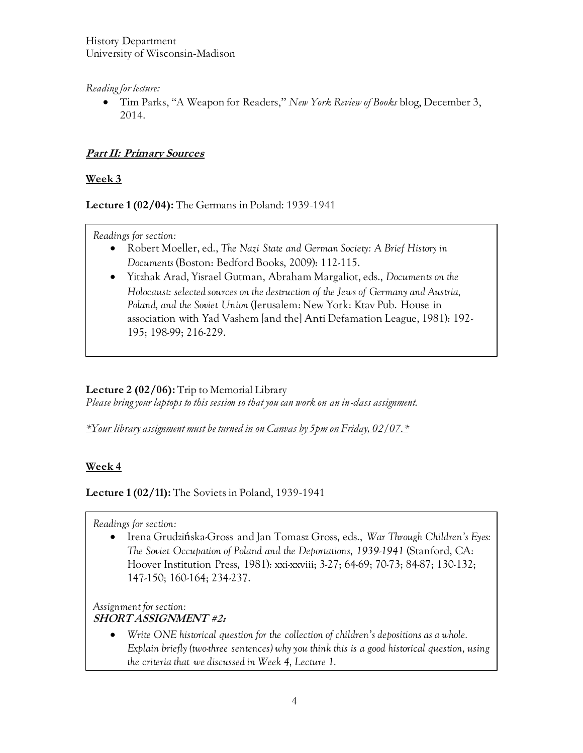History Department
University of Wisconsin-Madison

*Reading for lecture:*

- Tim Parks, "A Weapon for Readers," *New York Review of Books* blog, December 3, 2014.

## ***Part II: Primary Sources***

### Week 3

**Lecture 1 (02/04):** The Germans in Poland: 1939-1941

*Readings for section:*

- Robert Moeller, ed., *The Nazi State and German Society: A Brief History in Documents* (Boston: Bedford Books, 2009): 112-115.
- Yitzhak Arad, Yisrael Gutman, Abraham Margaliot, eds., *Documents on the Holocaust: selected sources on the destruction of the Jews of Germany and Austria, Poland, and the Soviet Union* (Jerusalem: New York: Ktav Pub. House in association with Yad Vashem [and the] Anti Defamation League, 1981): 192-195; 198-99; 216-229.

**Lecture 2 (02/06):** Trip to Memorial Library
*Please bring your laptops to this session so that you can work on an in-class assignment.*

*\*Your library assignment must be turned in on Canvas by 5pm on Friday, 02/07.\**

### Week 4

**Lecture 1 (02/11):** The Soviets in Poland, 1939-1941

*Readings for section:*

- Irena Grudzińska-Gross and Jan Tomasz Gross, eds., *War Through Children's Eyes: The Soviet Occupation of Poland and the Deportations, 1939-1941* (Stanford, CA: Hoover Institution Press, 1981): xxi-xxviii; 3-27; 64-69; 70-73; 84-87; 130-132; 147-150; 160-164; 234-237.

*Assignment for section:*
***SHORT ASSIGNMENT #2:***

- *Write ONE historical question for the collection of children's depositions as a whole. Explain briefly (two-three sentences) why you think this is a good historical question, using the criteria that we discussed in Week 4, Lecture 1.*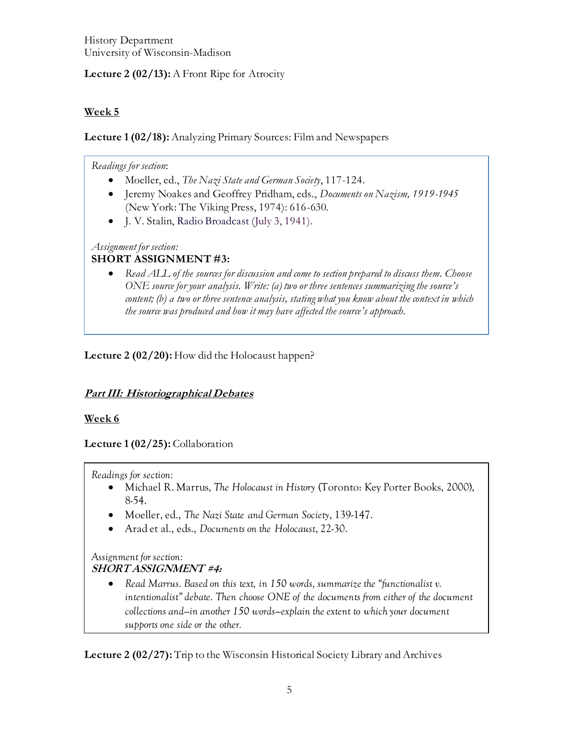History Department
University of Wisconsin-Madison

**Lecture 2 (02/13):** A Front Ripe for Atrocity

## Week 5

**Lecture 1 (02/18):** Analyzing Primary Sources: Film and Newspapers

*Readings for section*:

- Moeller, ed., *The Nazi State and German Society*, 117-124.
- Jeremy Noakes and Geoffrey Pridham, eds., *Documents on Nazism, 1919-1945* (New York: The Viking Press, 1974): 616-630.
- J. V. Stalin, Radio Broadcast (July 3, 1941).

*Assignment for section:*

**SHORT ASSIGNMENT #3:**

- *Read ALL of the sources for discussion and come to section prepared to discuss them. Choose ONE source for your analysis. Write: (a) two or three sentences summarizing the source's content; (b) a two or three sentence analysis, stating what you know about the context in which the source was produced and how it may have affected the source's approach.*

**Lecture 2 (02/20):** How did the Holocaust happen?

## ***Part III: Historiographical Debates***

## Week 6

**Lecture 1 (02/25):** Collaboration

*Readings for section:*

- Michael R. Marrus, *The Holocaust in History* (Toronto: Key Porter Books, 2000), 8-54.
- Moeller, ed., *The Nazi State and German Society*, 139-147.
- Arad et al., eds., *Documents on the Holocaust*, 22-30.

*Assignment for section:*

***SHORT ASSIGNMENT #4:***

- *Read Marrus. Based on this text, in 150 words, summarize the "functionalist v. intentionalist" debate. Then choose ONE of the documents from either of the document collections and—in another 150 words—explain the extent to which your document supports one side or the other.*

**Lecture 2 (02/27):** Trip to the Wisconsin Historical Society Library and Archives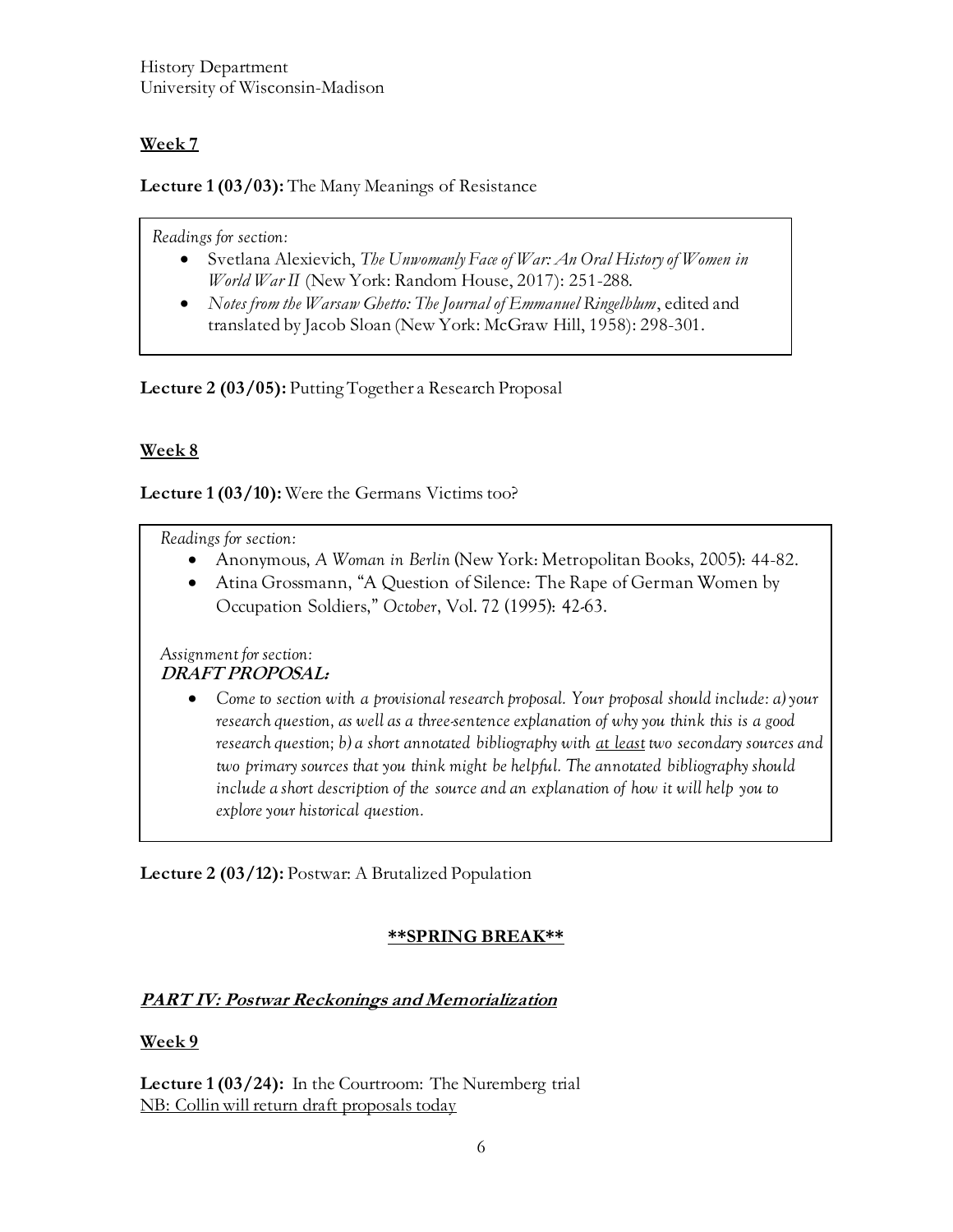History Department
University of Wisconsin-Madison

**Week 7**

**Lecture 1 (03/03):** The Many Meanings of Resistance

*Readings for section:*

- Svetlana Alexievich, *The Unwomanly Face of War: An Oral History of Women in World War II* (New York: Random House, 2017): 251-288.
- *Notes from the Warsaw Ghetto: The Journal of Emmanuel Ringelblum*, edited and translated by Jacob Sloan (New York: McGraw Hill, 1958): 298-301.

**Lecture 2 (03/05):** Putting Together a Research Proposal

**Week 8**

**Lecture 1 (03/10):** Were the Germans Victims too?

*Readings for section:*

- Anonymous, *A Woman in Berlin* (New York: Metropolitan Books, 2005): 44-82.
- Atina Grossmann, "A Question of Silence: The Rape of German Women by Occupation Soldiers," *October*, Vol. 72 (1995): 42-63.

*Assignment for section:*
***DRAFT PROPOSAL:***

- *Come to section with a provisional research proposal. Your proposal should include: a) your research question, as well as a three-sentence explanation of why you think this is a good research question; b) a short annotated bibliography with at least two secondary sources and two primary sources that you think might be helpful. The annotated bibliography should include a short description of the source and an explanation of how it will help you to explore your historical question.*

**Lecture 2 (03/12):** Postwar: A Brutalized Population

**\*\*SPRING BREAK\*\***

***PART IV: Postwar Reckonings and Memorialization***

**Week 9**

**Lecture 1 (03/24):** In the Courtroom: The Nuremberg trial
NB: Collin will return draft proposals today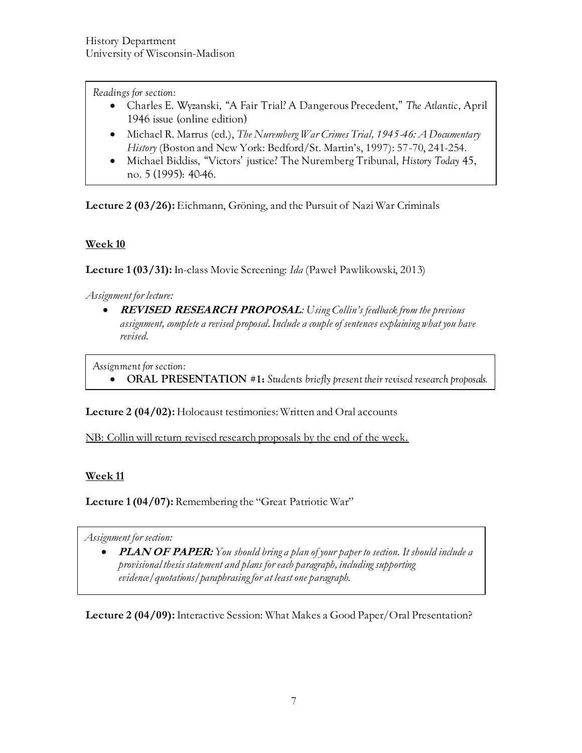*Readings for section:*

- Charles E. Wyzanski, "A Fair Trial? A Dangerous Precedent," *The Atlantic*, April 1946 issue (online edition)
- Michael R. Marrus (ed.), *The Nuremberg War Crimes Trial, 1945-46: A Documentary History* (Boston and New York: Bedford/St. Martin's, 1997): 57-70, 241-254.
- Michael Biddiss, "Victors' justice? The Nuremberg Tribunal, *History Today* 45, no. 5 (1995): 40-46.

**Lecture 2 (03/26):** Eichmann, Gröning, and the Pursuit of Nazi War Criminals

## Week 10

**Lecture 1 (03/31):** In-class Movie Screening: *Ida* (Paweł Pawlikowski, 2013)

*Assignment for lecture:*

- ***REVISED RESEARCH PROPOSAL****: Using Collin's feedback from the previous assignment, complete a revised proposal. Include a couple of sentences explaining what you have revised.*

*Assignment for section:*

- **ORAL PRESENTATION #1:** *Students briefly present their revised research proposals.*

**Lecture 2 (04/02):** Holocaust testimonies: Written and Oral accounts

NB: Collin will return revised research proposals by the end of the week.

## Week 11

**Lecture 1 (04/07):** Remembering the "Great Patriotic War"

*Assignment for section:*

- ***PLAN OF PAPER:*** *You should bring a plan of your paper to section. It should include a provisional thesis statement and plans for each paragraph, including supporting evidence/quotations/paraphrasing for at least one paragraph.*

**Lecture 2 (04/09):** Interactive Session: What Makes a Good Paper/Oral Presentation?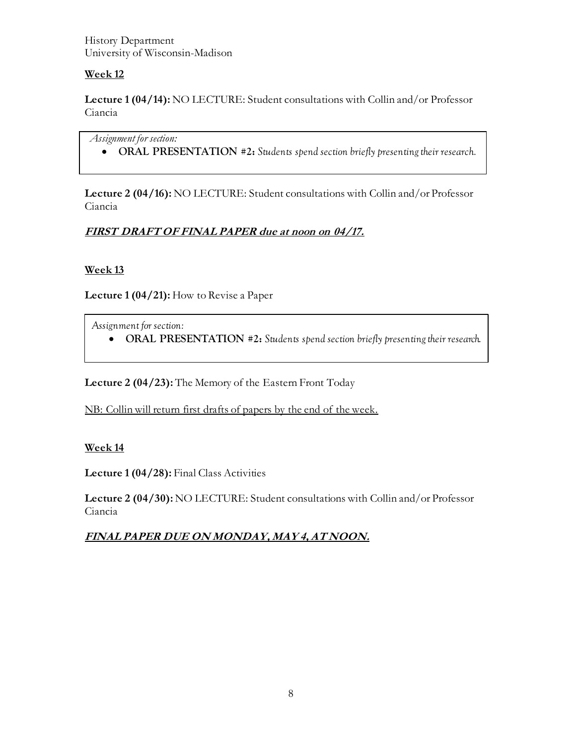History Department
University of Wisconsin-Madison

**Week 12**

**Lecture 1 (04/14):** NO LECTURE: Student consultations with Collin and/or Professor Ciancia

> *Assignment for section:*
> - **ORAL PRESENTATION #2:** *Students spend section briefly presenting their research.*

**Lecture 2 (04/16):** NO LECTURE: Student consultations with Collin and/or Professor Ciancia

***FIRST DRAFT OF FINAL PAPER due at noon on 04/17.***

**Week 13**

**Lecture 1 (04/21):** How to Revise a Paper

> *Assignment for section:*
> - **ORAL PRESENTATION #2:** *Students spend section briefly presenting their research.*

**Lecture 2 (04/23):** The Memory of the Eastern Front Today

NB: Collin will return first drafts of papers by the end of the week.

**Week 14**

**Lecture 1 (04/28):** Final Class Activities

**Lecture 2 (04/30):** NO LECTURE: Student consultations with Collin and/or Professor Ciancia

***FINAL PAPER DUE ON MONDAY, MAY 4, AT NOON.***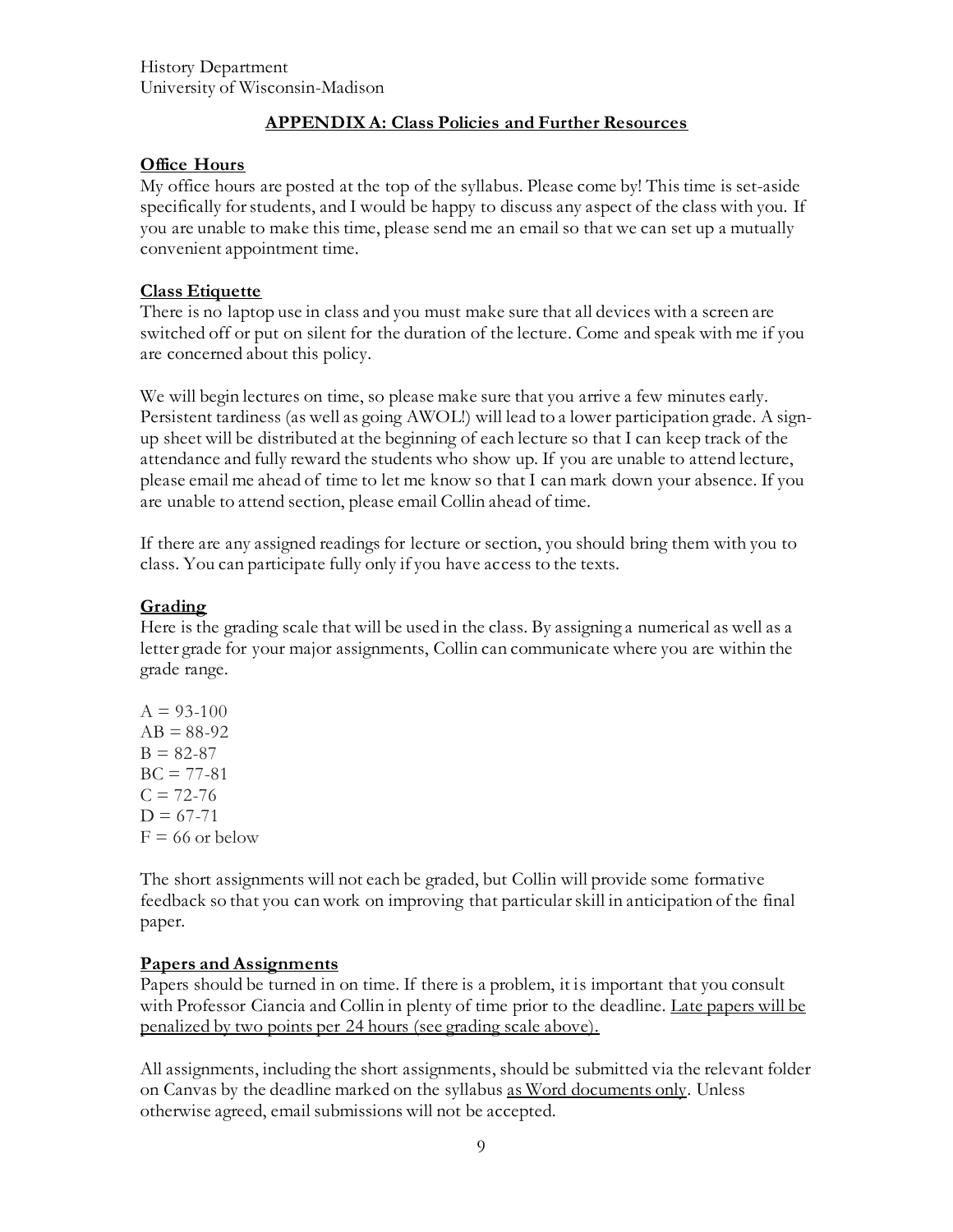History Department
University of Wisconsin-Madison

## APPENDIX A: Class Policies and Further Resources

### Office Hours

My office hours are posted at the top of the syllabus. Please come by! This time is set-aside specifically for students, and I would be happy to discuss any aspect of the class with you. If you are unable to make this time, please send me an email so that we can set up a mutually convenient appointment time.

### Class Etiquette

There is no laptop use in class and you must make sure that all devices with a screen are switched off or put on silent for the duration of the lecture. Come and speak with me if you are concerned about this policy.

We will begin lectures on time, so please make sure that you arrive a few minutes early. Persistent tardiness (as well as going AWOL!) will lead to a lower participation grade. A sign-up sheet will be distributed at the beginning of each lecture so that I can keep track of the attendance and fully reward the students who show up. If you are unable to attend lecture, please email me ahead of time to let me know so that I can mark down your absence. If you are unable to attend section, please email Collin ahead of time.

If there are any assigned readings for lecture or section, you should bring them with you to class. You can participate fully only if you have access to the texts.

### Grading

Here is the grading scale that will be used in the class. By assigning a numerical as well as a letter grade for your major assignments, Collin can communicate where you are within the grade range.

A = 93-100
AB = 88-92
B = 82-87
BC = 77-81
C = 72-76
D = 67-71
F = 66 or below

The short assignments will not each be graded, but Collin will provide some formative feedback so that you can work on improving that particular skill in anticipation of the final paper.

### Papers and Assignments

Papers should be turned in on time. If there is a problem, it is important that you consult with Professor Ciancia and Collin in plenty of time prior to the deadline. Late papers will be penalized by two points per 24 hours (see grading scale above).

All assignments, including the short assignments, should be submitted via the relevant folder on Canvas by the deadline marked on the syllabus as Word documents only. Unless otherwise agreed, email submissions will not be accepted.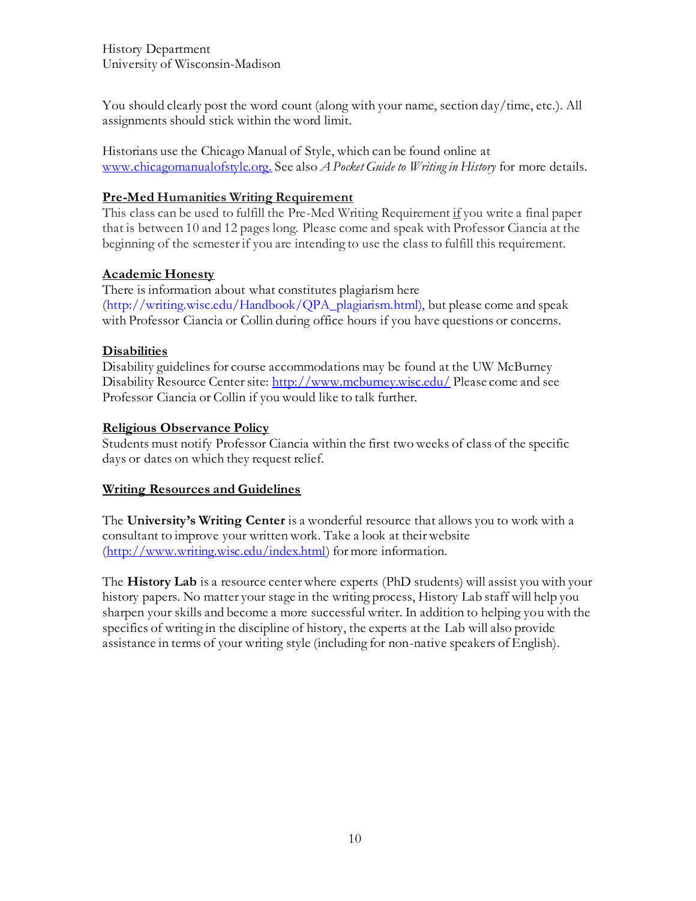History Department
University of Wisconsin-Madison

You should clearly post the word count (along with your name, section day/time, etc.). All assignments should stick within the word limit.

Historians use the Chicago Manual of Style, which can be found online at www.chicagomanualofstyle.org. See also *A Pocket Guide to Writing in History* for more details.

**Pre-Med Humanities Writing Requirement**

This class can be used to fulfill the Pre-Med Writing Requirement if you write a final paper that is between 10 and 12 pages long. Please come and speak with Professor Ciancia at the beginning of the semester if you are intending to use the class to fulfill this requirement.

**Academic Honesty**

There is information about what constitutes plagiarism here (http://writing.wisc.edu/Handbook/QPA_plagiarism.html), but please come and speak with Professor Ciancia or Collin during office hours if you have questions or concerns.

**Disabilities**

Disability guidelines for course accommodations may be found at the UW McBurney Disability Resource Center site: http://www.mcburney.wisc.edu/ Please come and see Professor Ciancia or Collin if you would like to talk further.

**Religious Observance Policy**

Students must notify Professor Ciancia within the first two weeks of class of the specific days or dates on which they request relief.

**Writing Resources and Guidelines**

The **University's Writing Center** is a wonderful resource that allows you to work with a consultant to improve your written work. Take a look at their website (http://www.writing.wisc.edu/index.html) for more information.

The **History Lab** is a resource center where experts (PhD students) will assist you with your history papers. No matter your stage in the writing process, History Lab staff will help you sharpen your skills and become a more successful writer. In addition to helping you with the specifics of writing in the discipline of history, the experts at the Lab will also provide assistance in terms of your writing style (including for non-native speakers of English).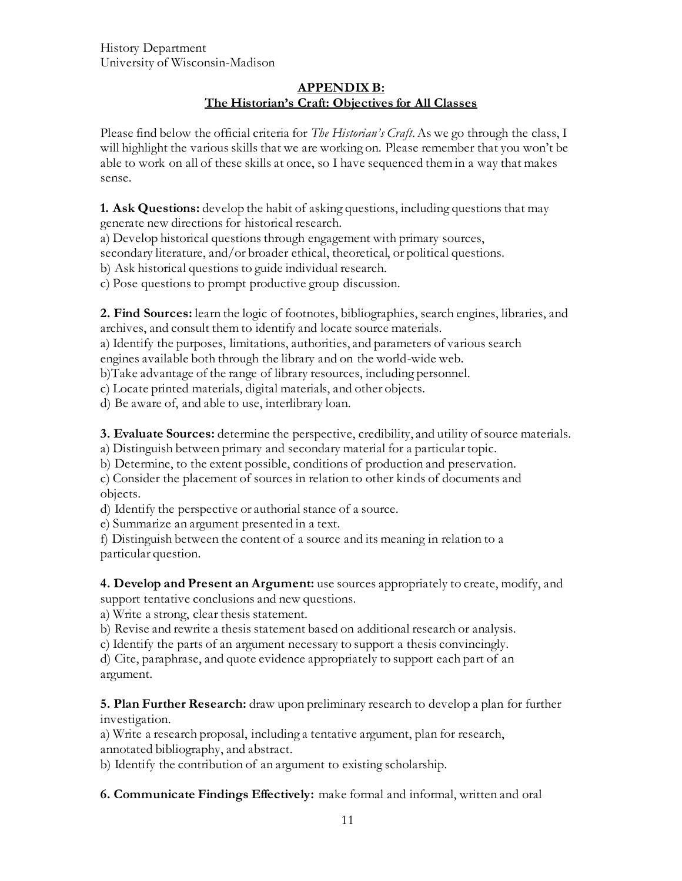History Department
University of Wisconsin-Madison

## APPENDIX B: The Historian's Craft: Objectives for All Classes

Please find below the official criteria for *The Historian's Craft*. As we go through the class, I will highlight the various skills that we are working on. Please remember that you won't be able to work on all of these skills at once, so I have sequenced them in a way that makes sense.

**1. Ask Questions:** develop the habit of asking questions, including questions that may generate new directions for historical research.
a) Develop historical questions through engagement with primary sources, secondary literature, and/or broader ethical, theoretical, or political questions.
b) Ask historical questions to guide individual research.
c) Pose questions to prompt productive group discussion.

**2. Find Sources:** learn the logic of footnotes, bibliographies, search engines, libraries, and archives, and consult them to identify and locate source materials.
a) Identify the purposes, limitations, authorities, and parameters of various search engines available both through the library and on the world-wide web.
b)Take advantage of the range of library resources, including personnel.
c) Locate printed materials, digital materials, and other objects.
d) Be aware of, and able to use, interlibrary loan.

**3. Evaluate Sources:** determine the perspective, credibility, and utility of source materials.
a) Distinguish between primary and secondary material for a particular topic.
b) Determine, to the extent possible, conditions of production and preservation.
c) Consider the placement of sources in relation to other kinds of documents and objects.
d) Identify the perspective or authorial stance of a source.
e) Summarize an argument presented in a text.
f) Distinguish between the content of a source and its meaning in relation to a particular question.

**4. Develop and Present an Argument:** use sources appropriately to create, modify, and support tentative conclusions and new questions.
a) Write a strong, clear thesis statement.
b) Revise and rewrite a thesis statement based on additional research or analysis.
c) Identify the parts of an argument necessary to support a thesis convincingly.
d) Cite, paraphrase, and quote evidence appropriately to support each part of an argument.

**5. Plan Further Research:** draw upon preliminary research to develop a plan for further investigation.
a) Write a research proposal, including a tentative argument, plan for research, annotated bibliography, and abstract.
b) Identify the contribution of an argument to existing scholarship.

**6. Communicate Findings Effectively:** make formal and informal, written and oral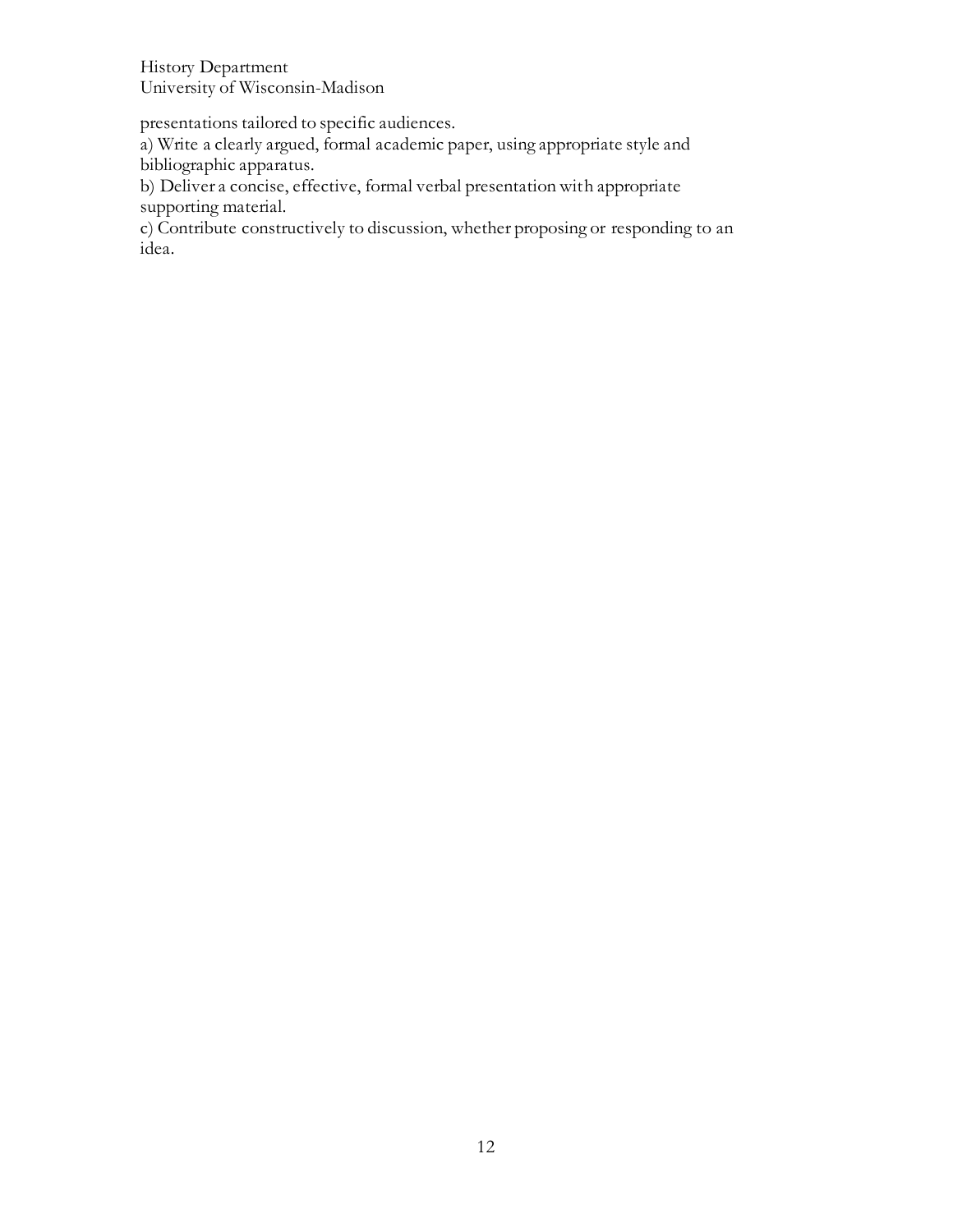presentations tailored to specific audiences.

a) Write a clearly argued, formal academic paper, using appropriate style and bibliographic apparatus.

b) Deliver a concise, effective, formal verbal presentation with appropriate supporting material.

c) Contribute constructively to discussion, whether proposing or responding to an idea.